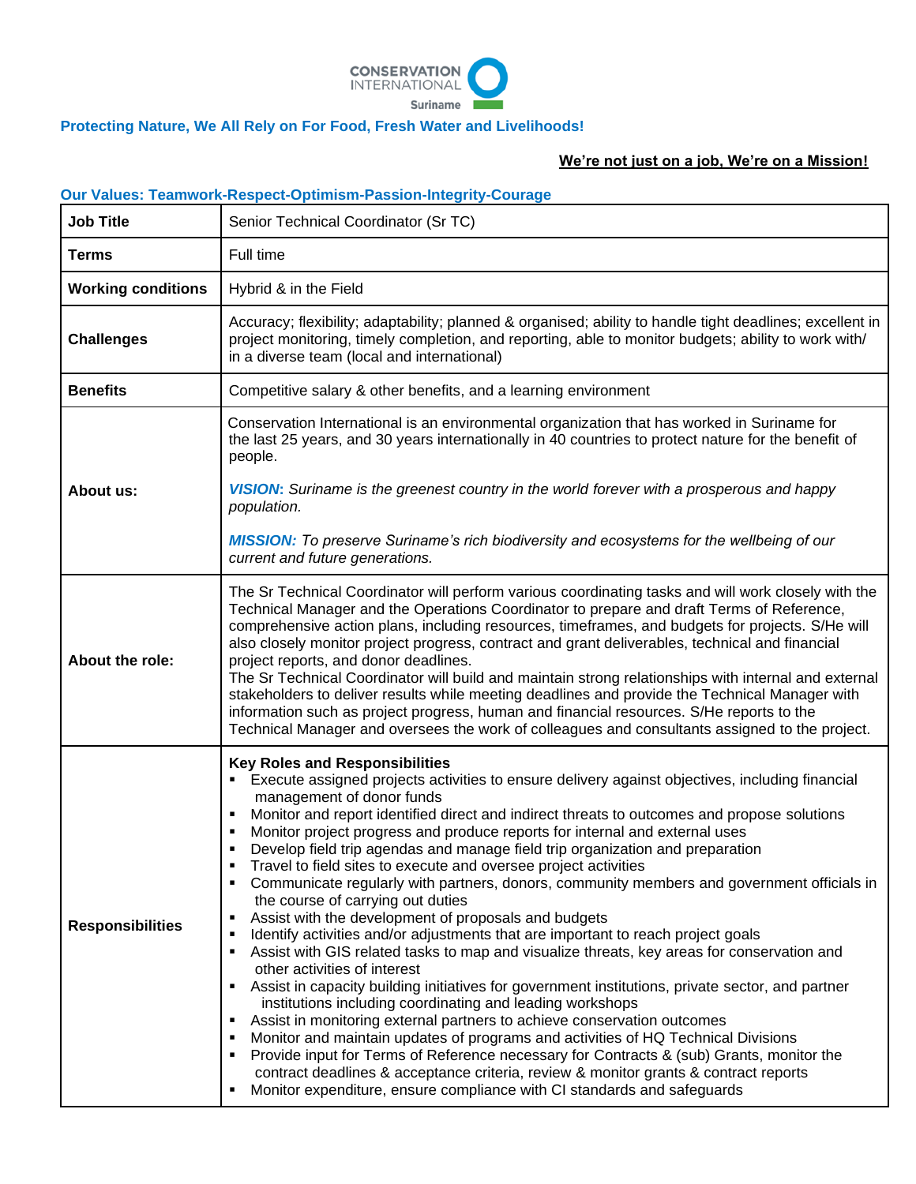CONSERVATION INTERNATIONAL Suriname

**Protecting Nature, We All Rely on For Food, Fresh Water and Livelihoods!**

**We're not just on a job, We're on a Mission!**

**Our Values: Teamwork-Respect-Optimism-Passion-Integrity-Courage**

| | |
|---|---|
| **Job Title** | Senior Technical Coordinator (Sr TC) |
| **Terms** | Full time |
| **Working conditions** | Hybrid & in the Field |
| **Challenges** | Accuracy; flexibility; adaptability; planned & organised; ability to handle tight deadlines; excellent in project monitoring, timely completion, and reporting, able to monitor budgets; ability to work with/ in a diverse team (local and international) |
| **Benefits** | Competitive salary & other benefits, and a learning environment |
| **About us:** | Conservation International is an environmental organization that has worked in Suriname for the last 25 years, and 30 years internationally in 40 countries to protect nature for the benefit of people.<br><br>***VISION***: *Suriname is the greenest country in the world forever with a prosperous and happy population.*<br><br>***MISSION:*** *To preserve Suriname's rich biodiversity and ecosystems for the wellbeing of our current and future generations.* |
| **About the role:** | The Sr Technical Coordinator will perform various coordinating tasks and will work closely with the Technical Manager and the Operations Coordinator to prepare and draft Terms of Reference, comprehensive action plans, including resources, timeframes, and budgets for projects. S/He will also closely monitor project progress, contract and grant deliverables, technical and financial project reports, and donor deadlines.<br>The Sr Technical Coordinator will build and maintain strong relationships with internal and external stakeholders to deliver results while meeting deadlines and provide the Technical Manager with information such as project progress, human and financial resources. S/He reports to the Technical Manager and oversees the work of colleagues and consultants assigned to the project. |
| **Responsibilities** | **Key Roles and Responsibilities**<br>▪ Execute assigned projects activities to ensure delivery against objectives, including financial management of donor funds<br>▪ Monitor and report identified direct and indirect threats to outcomes and propose solutions<br>▪ Monitor project progress and produce reports for internal and external uses<br>▪ Develop field trip agendas and manage field trip organization and preparation<br>▪ Travel to field sites to execute and oversee project activities<br>▪ Communicate regularly with partners, donors, community members and government officials in the course of carrying out duties<br>▪ Assist with the development of proposals and budgets<br>▪ Identify activities and/or adjustments that are important to reach project goals<br>▪ Assist with GIS related tasks to map and visualize threats, key areas for conservation and other activities of interest<br>▪ Assist in capacity building initiatives for government institutions, private sector, and partner institutions including coordinating and leading workshops<br>▪ Assist in monitoring external partners to achieve conservation outcomes<br>▪ Monitor and maintain updates of programs and activities of HQ Technical Divisions<br>▪ Provide input for Terms of Reference necessary for Contracts & (sub) Grants, monitor the contract deadlines & acceptance criteria, review & monitor grants & contract reports<br>▪ Monitor expenditure, ensure compliance with CI standards and safeguards |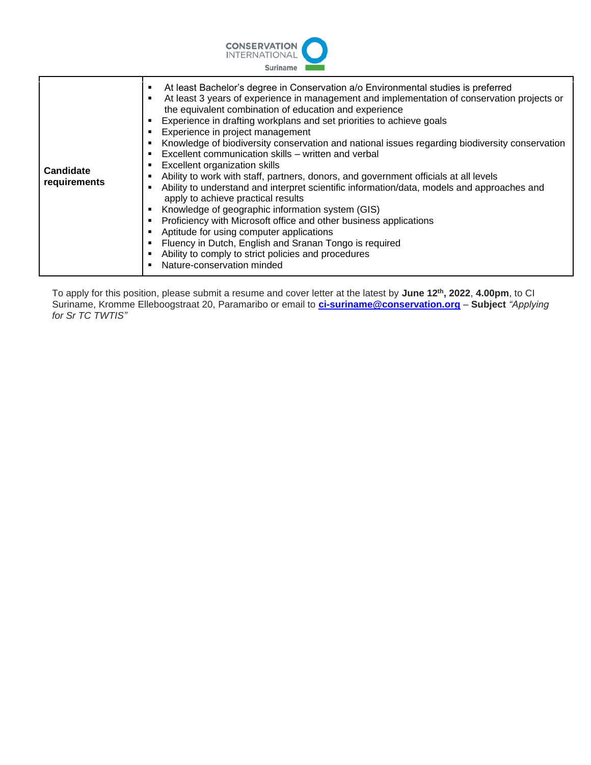| | |
|---|---|
| **Candidate requirements** | ▪ At least Bachelor's degree in Conservation a/o Environmental studies is preferred<br>▪ At least 3 years of experience in management and implementation of conservation projects or the equivalent combination of education and experience<br>▪ Experience in drafting workplans and set priorities to achieve goals<br>▪ Experience in project management<br>▪ Knowledge of biodiversity conservation and national issues regarding biodiversity conservation<br>▪ Excellent communication skills – written and verbal<br>▪ Excellent organization skills<br>▪ Ability to work with staff, partners, donors, and government officials at all levels<br>▪ Ability to understand and interpret scientific information/data, models and approaches and apply to achieve practical results<br>▪ Knowledge of geographic information system (GIS)<br>▪ Proficiency with Microsoft office and other business applications<br>▪ Aptitude for using computer applications<br>▪ Fluency in Dutch, English and Sranan Tongo is required<br>▪ Ability to comply to strict policies and procedures<br>▪ Nature-conservation minded |

To apply for this position, please submit a resume and cover letter at the latest by **June 12th, 2022**, **4.00pm**, to CI Suriname, Kromme Elleboogstraat 20, Paramaribo or email to **ci-suriname@conservation.org** – **Subject** *"Applying for Sr TC TWTIS"*